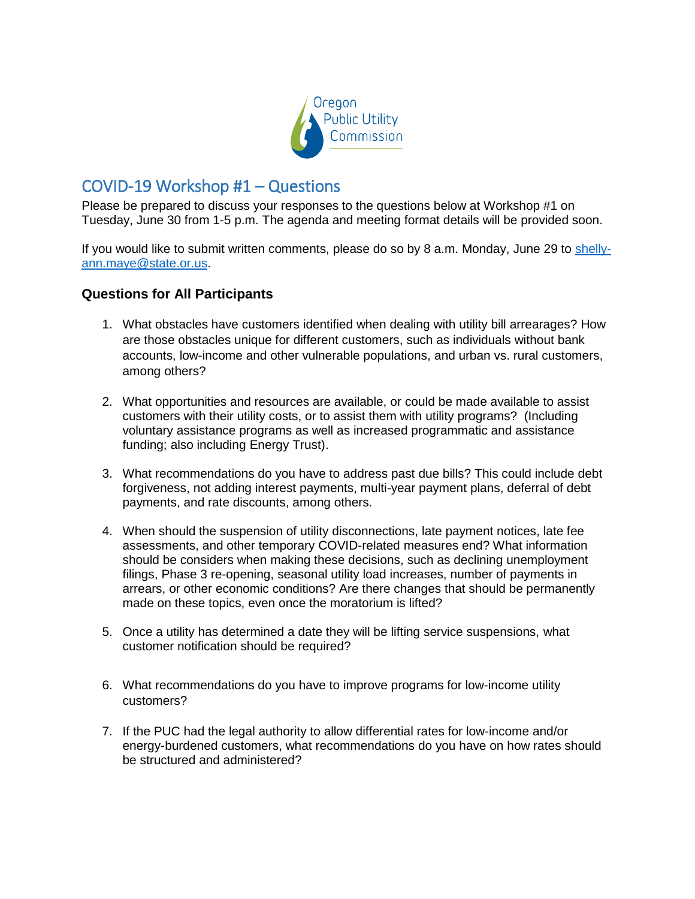Oregon Public Utility Commission

# COVID-19 Workshop #1 – Questions

Please be prepared to discuss your responses to the questions below at Workshop #1 on Tuesday, June 30 from 1-5 p.m. The agenda and meeting format details will be provided soon.

If you would like to submit written comments, please do so by 8 a.m. Monday, June 29 to shelly-ann.maye@state.or.us.

### Questions for All Participants

1. What obstacles have customers identified when dealing with utility bill arrearages? How are those obstacles unique for different customers, such as individuals without bank accounts, low-income and other vulnerable populations, and urban vs. rural customers, among others?

2. What opportunities and resources are available, or could be made available to assist customers with their utility costs, or to assist them with utility programs? (Including voluntary assistance programs as well as increased programmatic and assistance funding; also including Energy Trust).

3. What recommendations do you have to address past due bills? This could include debt forgiveness, not adding interest payments, multi-year payment plans, deferral of debt payments, and rate discounts, among others.

4. When should the suspension of utility disconnections, late payment notices, late fee assessments, and other temporary COVID-related measures end? What information should be considers when making these decisions, such as declining unemployment filings, Phase 3 re-opening, seasonal utility load increases, number of payments in arrears, or other economic conditions? Are there changes that should be permanently made on these topics, even once the moratorium is lifted?

5. Once a utility has determined a date they will be lifting service suspensions, what customer notification should be required?

6. What recommendations do you have to improve programs for low-income utility customers?

7. If the PUC had the legal authority to allow differential rates for low-income and/or energy-burdened customers, what recommendations do you have on how rates should be structured and administered?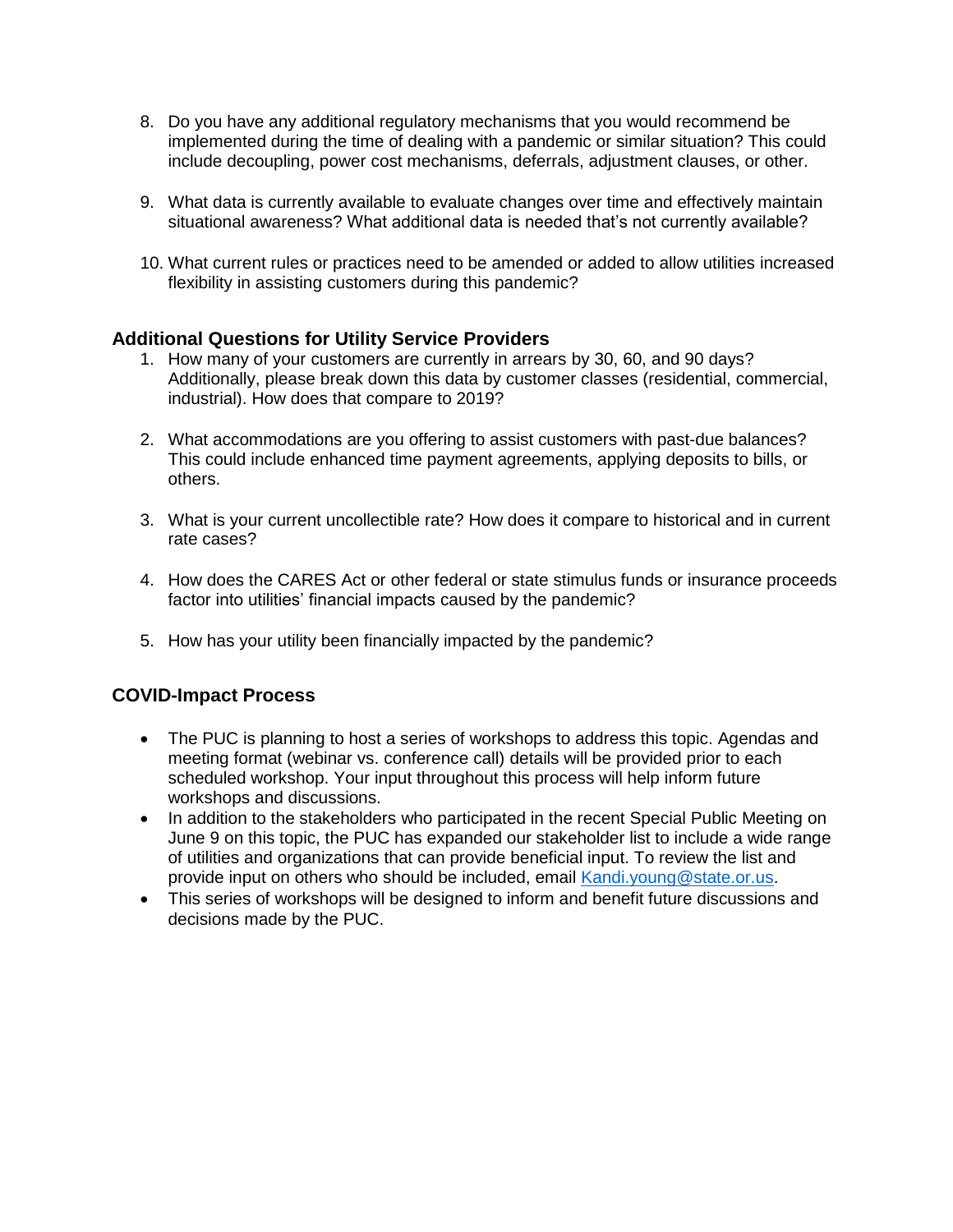8. Do you have any additional regulatory mechanisms that you would recommend be implemented during the time of dealing with a pandemic or similar situation? This could include decoupling, power cost mechanisms, deferrals, adjustment clauses, or other.

9. What data is currently available to evaluate changes over time and effectively maintain situational awareness? What additional data is needed that's not currently available?

10. What current rules or practices need to be amended or added to allow utilities increased flexibility in assisting customers during this pandemic?

## Additional Questions for Utility Service Providers

1. How many of your customers are currently in arrears by 30, 60, and 90 days? Additionally, please break down this data by customer classes (residential, commercial, industrial). How does that compare to 2019?

2. What accommodations are you offering to assist customers with past-due balances? This could include enhanced time payment agreements, applying deposits to bills, or others.

3. What is your current uncollectible rate? How does it compare to historical and in current rate cases?

4. How does the CARES Act or other federal or state stimulus funds or insurance proceeds factor into utilities' financial impacts caused by the pandemic?

5. How has your utility been financially impacted by the pandemic?

## COVID-Impact Process

- The PUC is planning to host a series of workshops to address this topic. Agendas and meeting format (webinar vs. conference call) details will be provided prior to each scheduled workshop. Your input throughout this process will help inform future workshops and discussions.
- In addition to the stakeholders who participated in the recent Special Public Meeting on June 9 on this topic, the PUC has expanded our stakeholder list to include a wide range of utilities and organizations that can provide beneficial input. To review the list and provide input on others who should be included, email [Kandi.young@state.or.us](mailto:Kandi.young@state.or.us).
- This series of workshops will be designed to inform and benefit future discussions and decisions made by the PUC.